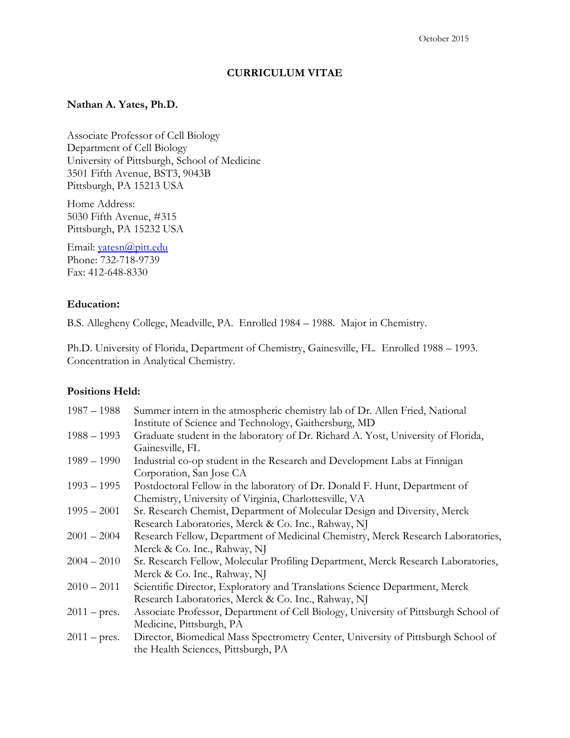October 2015

# CURRICULUM VITAE

**Nathan A. Yates, Ph.D.**

Associate Professor of Cell Biology
Department of Cell Biology
University of Pittsburgh, School of Medicine
3501 Fifth Avenue, BST3, 9043B
Pittsburgh, PA 15213 USA

Home Address:
5030 Fifth Avenue, #315
Pittsburgh, PA 15232 USA

Email: yatesn@pitt.edu
Phone: 732-718-9739
Fax: 412-648-8330

## Education:

B.S. Allegheny College, Meadville, PA. Enrolled 1984 – 1988. Major in Chemistry.

Ph.D. University of Florida, Department of Chemistry, Gainesville, FL. Enrolled 1988 – 1993. Concentration in Analytical Chemistry.

## Positions Held:

| | |
|---|---|
| 1987 – 1988 | Summer intern in the atmospheric chemistry lab of Dr. Allen Fried, National Institute of Science and Technology, Gaithersburg, MD |
| 1988 – 1993 | Graduate student in the laboratory of Dr. Richard A. Yost, University of Florida, Gainesville, FL |
| 1989 – 1990 | Industrial co-op student in the Research and Development Labs at Finnigan Corporation, San Jose CA |
| 1993 – 1995 | Postdoctoral Fellow in the laboratory of Dr. Donald F. Hunt, Department of Chemistry, University of Virginia, Charlottesville, VA |
| 1995 – 2001 | Sr. Research Chemist, Department of Molecular Design and Diversity, Merck Research Laboratories, Merck & Co. Inc., Rahway, NJ |
| 2001 – 2004 | Research Fellow, Department of Medicinal Chemistry, Merck Research Laboratories, Merck & Co. Inc., Rahway, NJ |
| 2004 – 2010 | Sr. Research Fellow, Molecular Profiling Department, Merck Research Laboratories, Merck & Co. Inc., Rahway, NJ |
| 2010 – 2011 | Scientific Director, Exploratory and Translations Science Department, Merck Research Laboratories, Merck & Co. Inc., Rahway, NJ |
| 2011 – pres. | Associate Professor, Department of Cell Biology, University of Pittsburgh School of Medicine, Pittsburgh, PA |
| 2011 – pres. | Director, Biomedical Mass Spectrometry Center, University of Pittsburgh School of the Health Sciences, Pittsburgh, PA |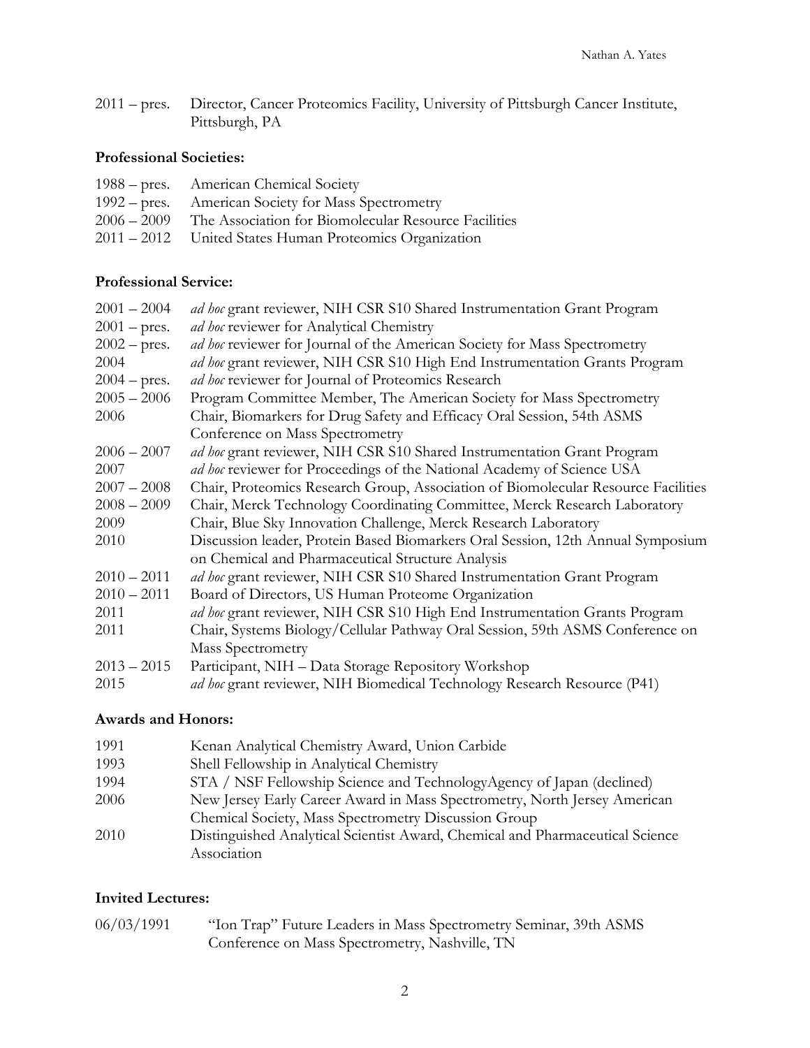2011 – pres. Director, Cancer Proteomics Facility, University of Pittsburgh Cancer Institute, Pittsburgh, PA

**Professional Societies:**

1988 – pres. American Chemical Society
1992 – pres. American Society for Mass Spectrometry
2006 – 2009 The Association for Biomolecular Resource Facilities
2011 – 2012 United States Human Proteomics Organization

**Professional Service:**

2001 – 2004 *ad hoc* grant reviewer, NIH CSR S10 Shared Instrumentation Grant Program
2001 – pres. *ad hoc* reviewer for Analytical Chemistry
2002 – pres. *ad hoc* reviewer for Journal of the American Society for Mass Spectrometry
2004 *ad hoc* grant reviewer, NIH CSR S10 High End Instrumentation Grants Program
2004 – pres. *ad hoc* reviewer for Journal of Proteomics Research
2005 – 2006 Program Committee Member, The American Society for Mass Spectrometry
2006 Chair, Biomarkers for Drug Safety and Efficacy Oral Session, 54th ASMS Conference on Mass Spectrometry
2006 – 2007 *ad hoc* grant reviewer, NIH CSR S10 Shared Instrumentation Grant Program
2007 *ad hoc* reviewer for Proceedings of the National Academy of Science USA
2007 – 2008 Chair, Proteomics Research Group, Association of Biomolecular Resource Facilities
2008 – 2009 Chair, Merck Technology Coordinating Committee, Merck Research Laboratory
2009 Chair, Blue Sky Innovation Challenge, Merck Research Laboratory
2010 Discussion leader, Protein Based Biomarkers Oral Session, 12th Annual Symposium on Chemical and Pharmaceutical Structure Analysis
2010 – 2011 *ad hoc* grant reviewer, NIH CSR S10 Shared Instrumentation Grant Program
2010 – 2011 Board of Directors, US Human Proteome Organization
2011 *ad hoc* grant reviewer, NIH CSR S10 High End Instrumentation Grants Program
2011 Chair, Systems Biology/Cellular Pathway Oral Session, 59th ASMS Conference on Mass Spectrometry
2013 – 2015 Participant, NIH – Data Storage Repository Workshop
2015 *ad hoc* grant reviewer, NIH Biomedical Technology Research Resource (P41)

**Awards and Honors:**

1991 Kenan Analytical Chemistry Award, Union Carbide
1993 Shell Fellowship in Analytical Chemistry
1994 STA / NSF Fellowship Science and TechnologyAgency of Japan (declined)
2006 New Jersey Early Career Award in Mass Spectrometry, North Jersey American Chemical Society, Mass Spectrometry Discussion Group
2010 Distinguished Analytical Scientist Award, Chemical and Pharmaceutical Science Association

**Invited Lectures:**

06/03/1991 "Ion Trap" Future Leaders in Mass Spectrometry Seminar, 39th ASMS Conference on Mass Spectrometry, Nashville, TN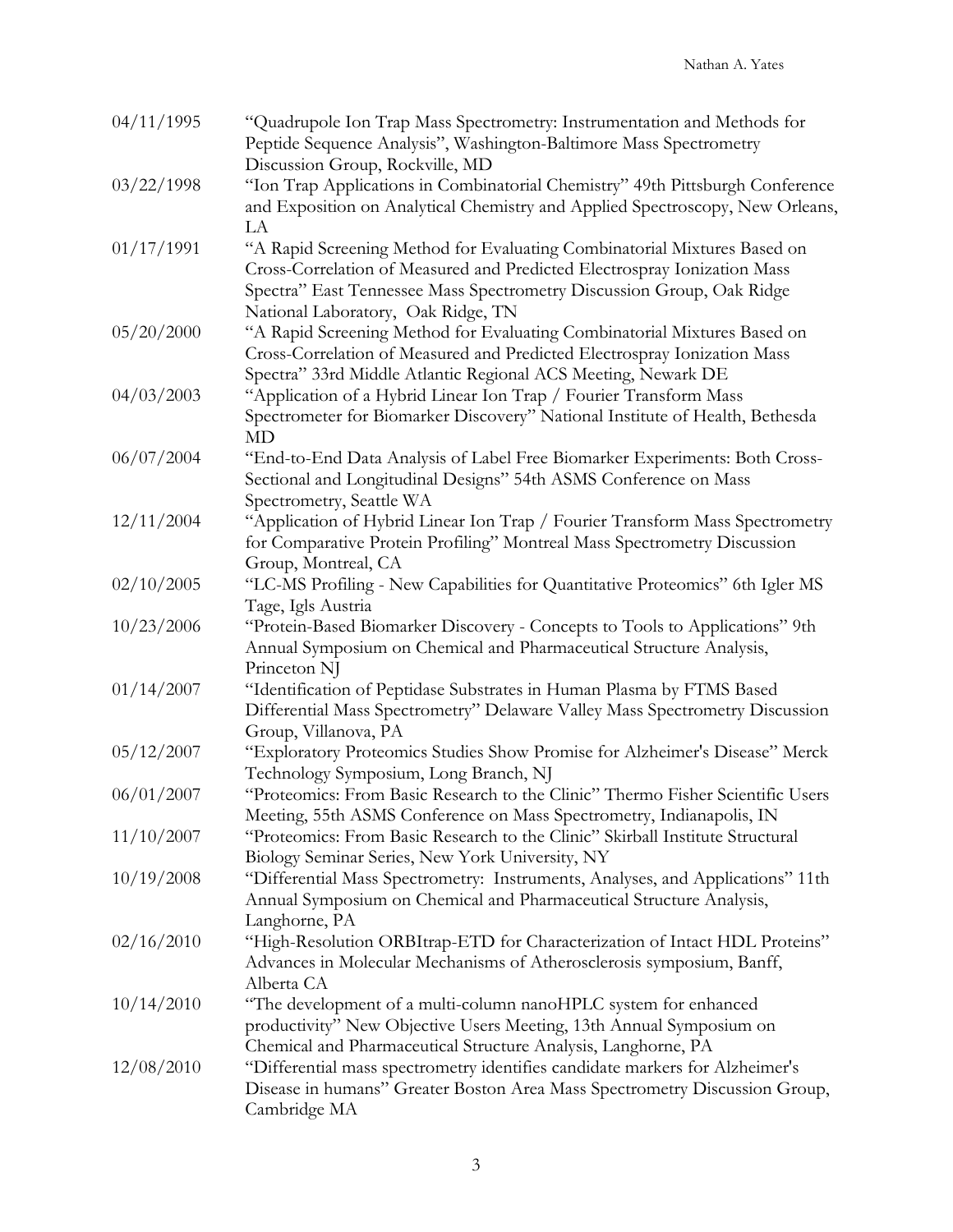| | |
|---|---|
| 04/11/1995 | "Quadrupole Ion Trap Mass Spectrometry: Instrumentation and Methods for Peptide Sequence Analysis", Washington-Baltimore Mass Spectrometry Discussion Group, Rockville, MD |
| 03/22/1998 | "Ion Trap Applications in Combinatorial Chemistry" 49th Pittsburgh Conference and Exposition on Analytical Chemistry and Applied Spectroscopy, New Orleans, LA |
| 01/17/1991 | "A Rapid Screening Method for Evaluating Combinatorial Mixtures Based on Cross-Correlation of Measured and Predicted Electrospray Ionization Mass Spectra" East Tennessee Mass Spectrometry Discussion Group, Oak Ridge National Laboratory, Oak Ridge, TN |
| 05/20/2000 | "A Rapid Screening Method for Evaluating Combinatorial Mixtures Based on Cross-Correlation of Measured and Predicted Electrospray Ionization Mass Spectra" 33rd Middle Atlantic Regional ACS Meeting, Newark DE |
| 04/03/2003 | "Application of a Hybrid Linear Ion Trap / Fourier Transform Mass Spectrometer for Biomarker Discovery" National Institute of Health, Bethesda MD |
| 06/07/2004 | "End-to-End Data Analysis of Label Free Biomarker Experiments: Both Cross-Sectional and Longitudinal Designs" 54th ASMS Conference on Mass Spectrometry, Seattle WA |
| 12/11/2004 | "Application of Hybrid Linear Ion Trap / Fourier Transform Mass Spectrometry for Comparative Protein Profiling" Montreal Mass Spectrometry Discussion Group, Montreal, CA |
| 02/10/2005 | "LC-MS Profiling - New Capabilities for Quantitative Proteomics" 6th Igler MS Tage, Igls Austria |
| 10/23/2006 | "Protein-Based Biomarker Discovery - Concepts to Tools to Applications" 9th Annual Symposium on Chemical and Pharmaceutical Structure Analysis, Princeton NJ |
| 01/14/2007 | "Identification of Peptidase Substrates in Human Plasma by FTMS Based Differential Mass Spectrometry" Delaware Valley Mass Spectrometry Discussion Group, Villanova, PA |
| 05/12/2007 | "Exploratory Proteomics Studies Show Promise for Alzheimer's Disease" Merck Technology Symposium, Long Branch, NJ |
| 06/01/2007 | "Proteomics: From Basic Research to the Clinic" Thermo Fisher Scientific Users Meeting, 55th ASMS Conference on Mass Spectrometry, Indianapolis, IN |
| 11/10/2007 | "Proteomics: From Basic Research to the Clinic" Skirball Institute Structural Biology Seminar Series, New York University, NY |
| 10/19/2008 | "Differential Mass Spectrometry: Instruments, Analyses, and Applications" 11th Annual Symposium on Chemical and Pharmaceutical Structure Analysis, Langhorne, PA |
| 02/16/2010 | "High-Resolution ORBItrap-ETD for Characterization of Intact HDL Proteins" Advances in Molecular Mechanisms of Atherosclerosis symposium, Banff, Alberta CA |
| 10/14/2010 | "The development of a multi-column nanoHPLC system for enhanced productivity" New Objective Users Meeting, 13th Annual Symposium on Chemical and Pharmaceutical Structure Analysis, Langhorne, PA |
| 12/08/2010 | "Differential mass spectrometry identifies candidate markers for Alzheimer's Disease in humans" Greater Boston Area Mass Spectrometry Discussion Group, Cambridge MA |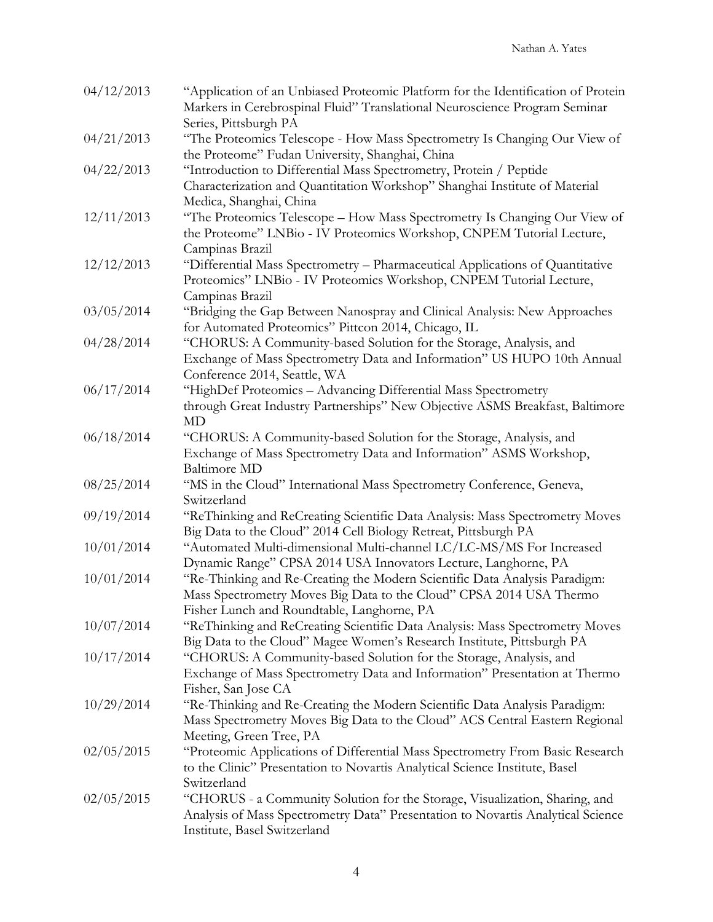| | |
|---|---|
| 04/12/2013 | "Application of an Unbiased Proteomic Platform for the Identification of Protein Markers in Cerebrospinal Fluid" Translational Neuroscience Program Seminar Series, Pittsburgh PA |
| 04/21/2013 | "The Proteomics Telescope - How Mass Spectrometry Is Changing Our View of the Proteome" Fudan University, Shanghai, China |
| 04/22/2013 | "Introduction to Differential Mass Spectrometry, Protein / Peptide Characterization and Quantitation Workshop" Shanghai Institute of Material Medica, Shanghai, China |
| 12/11/2013 | "The Proteomics Telescope – How Mass Spectrometry Is Changing Our View of the Proteome" LNBio - IV Proteomics Workshop, CNPEM Tutorial Lecture, Campinas Brazil |
| 12/12/2013 | "Differential Mass Spectrometry – Pharmaceutical Applications of Quantitative Proteomics" LNBio - IV Proteomics Workshop, CNPEM Tutorial Lecture, Campinas Brazil |
| 03/05/2014 | "Bridging the Gap Between Nanospray and Clinical Analysis: New Approaches for Automated Proteomics" Pittcon 2014, Chicago, IL |
| 04/28/2014 | "CHORUS: A Community-based Solution for the Storage, Analysis, and Exchange of Mass Spectrometry Data and Information" US HUPO 10th Annual Conference 2014, Seattle, WA |
| 06/17/2014 | "HighDef Proteomics – Advancing Differential Mass Spectrometry through Great Industry Partnerships" New Objective ASMS Breakfast, Baltimore MD |
| 06/18/2014 | "CHORUS: A Community-based Solution for the Storage, Analysis, and Exchange of Mass Spectrometry Data and Information" ASMS Workshop, Baltimore MD |
| 08/25/2014 | "MS in the Cloud" International Mass Spectrometry Conference, Geneva, Switzerland |
| 09/19/2014 | "ReThinking and ReCreating Scientific Data Analysis: Mass Spectrometry Moves Big Data to the Cloud" 2014 Cell Biology Retreat, Pittsburgh PA |
| 10/01/2014 | "Automated Multi-dimensional Multi-channel LC/LC-MS/MS For Increased Dynamic Range" CPSA 2014 USA Innovators Lecture, Langhorne, PA |
| 10/01/2014 | "Re-Thinking and Re-Creating the Modern Scientific Data Analysis Paradigm: Mass Spectrometry Moves Big Data to the Cloud" CPSA 2014 USA Thermo Fisher Lunch and Roundtable, Langhorne, PA |
| 10/07/2014 | "ReThinking and ReCreating Scientific Data Analysis: Mass Spectrometry Moves Big Data to the Cloud" Magee Women's Research Institute, Pittsburgh PA |
| 10/17/2014 | "CHORUS: A Community-based Solution for the Storage, Analysis, and Exchange of Mass Spectrometry Data and Information" Presentation at Thermo Fisher, San Jose CA |
| 10/29/2014 | "Re-Thinking and Re-Creating the Modern Scientific Data Analysis Paradigm: Mass Spectrometry Moves Big Data to the Cloud" ACS Central Eastern Regional Meeting, Green Tree, PA |
| 02/05/2015 | "Proteomic Applications of Differential Mass Spectrometry From Basic Research to the Clinic" Presentation to Novartis Analytical Science Institute, Basel Switzerland |
| 02/05/2015 | "CHORUS - a Community Solution for the Storage, Visualization, Sharing, and Analysis of Mass Spectrometry Data" Presentation to Novartis Analytical Science Institute, Basel Switzerland |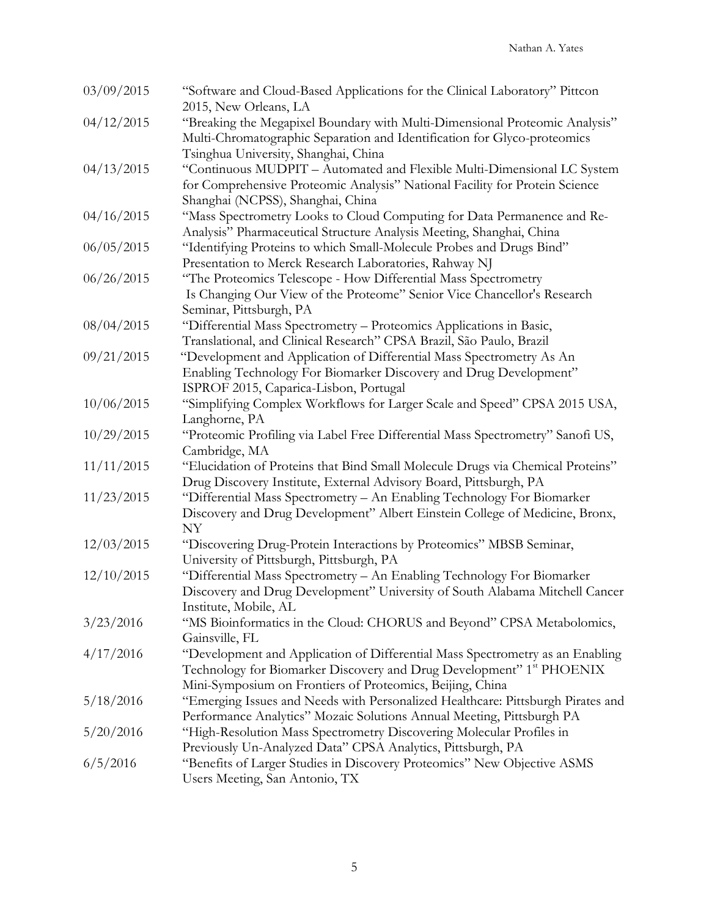| | |
|---|---|
| 03/09/2015 | "Software and Cloud-Based Applications for the Clinical Laboratory" Pittcon 2015, New Orleans, LA |
| 04/12/2015 | "Breaking the Megapixel Boundary with Multi-Dimensional Proteomic Analysis" Multi-Chromatographic Separation and Identification for Glyco-proteomics Tsinghua University, Shanghai, China |
| 04/13/2015 | "Continuous MUDPIT – Automated and Flexible Multi-Dimensional LC System for Comprehensive Proteomic Analysis" National Facility for Protein Science Shanghai (NCPSS), Shanghai, China |
| 04/16/2015 | "Mass Spectrometry Looks to Cloud Computing for Data Permanence and Re-Analysis" Pharmaceutical Structure Analysis Meeting, Shanghai, China |
| 06/05/2015 | "Identifying Proteins to which Small-Molecule Probes and Drugs Bind" Presentation to Merck Research Laboratories, Rahway NJ |
| 06/26/2015 | "The Proteomics Telescope - How Differential Mass Spectrometry Is Changing Our View of the Proteome" Senior Vice Chancellor's Research Seminar, Pittsburgh, PA |
| 08/04/2015 | "Differential Mass Spectrometry – Proteomics Applications in Basic, Translational, and Clinical Research" CPSA Brazil, São Paulo, Brazil |
| 09/21/2015 | "Development and Application of Differential Mass Spectrometry As An Enabling Technology For Biomarker Discovery and Drug Development" ISPROF 2015, Caparica-Lisbon, Portugal |
| 10/06/2015 | "Simplifying Complex Workflows for Larger Scale and Speed" CPSA 2015 USA, Langhorne, PA |
| 10/29/2015 | "Proteomic Profiling via Label Free Differential Mass Spectrometry" Sanofi US, Cambridge, MA |
| 11/11/2015 | "Elucidation of Proteins that Bind Small Molecule Drugs via Chemical Proteins" Drug Discovery Institute, External Advisory Board, Pittsburgh, PA |
| 11/23/2015 | "Differential Mass Spectrometry – An Enabling Technology For Biomarker Discovery and Drug Development" Albert Einstein College of Medicine, Bronx, NY |
| 12/03/2015 | "Discovering Drug-Protein Interactions by Proteomics" MBSB Seminar, University of Pittsburgh, Pittsburgh, PA |
| 12/10/2015 | "Differential Mass Spectrometry – An Enabling Technology For Biomarker Discovery and Drug Development" University of South Alabama Mitchell Cancer Institute, Mobile, AL |
| 3/23/2016 | "MS Bioinformatics in the Cloud: CHORUS and Beyond" CPSA Metabolomics, Gainsville, FL |
| 4/17/2016 | "Development and Application of Differential Mass Spectrometry as an Enabling Technology for Biomarker Discovery and Drug Development" 1st PHOENIX Mini-Symposium on Frontiers of Proteomics, Beijing, China |
| 5/18/2016 | "Emerging Issues and Needs with Personalized Healthcare: Pittsburgh Pirates and Performance Analytics" Mozaic Solutions Annual Meeting, Pittsburgh PA |
| 5/20/2016 | "High-Resolution Mass Spectrometry Discovering Molecular Profiles in Previously Un-Analyzed Data" CPSA Analytics, Pittsburgh, PA |
| 6/5/2016 | "Benefits of Larger Studies in Discovery Proteomics" New Objective ASMS Users Meeting, San Antonio, TX |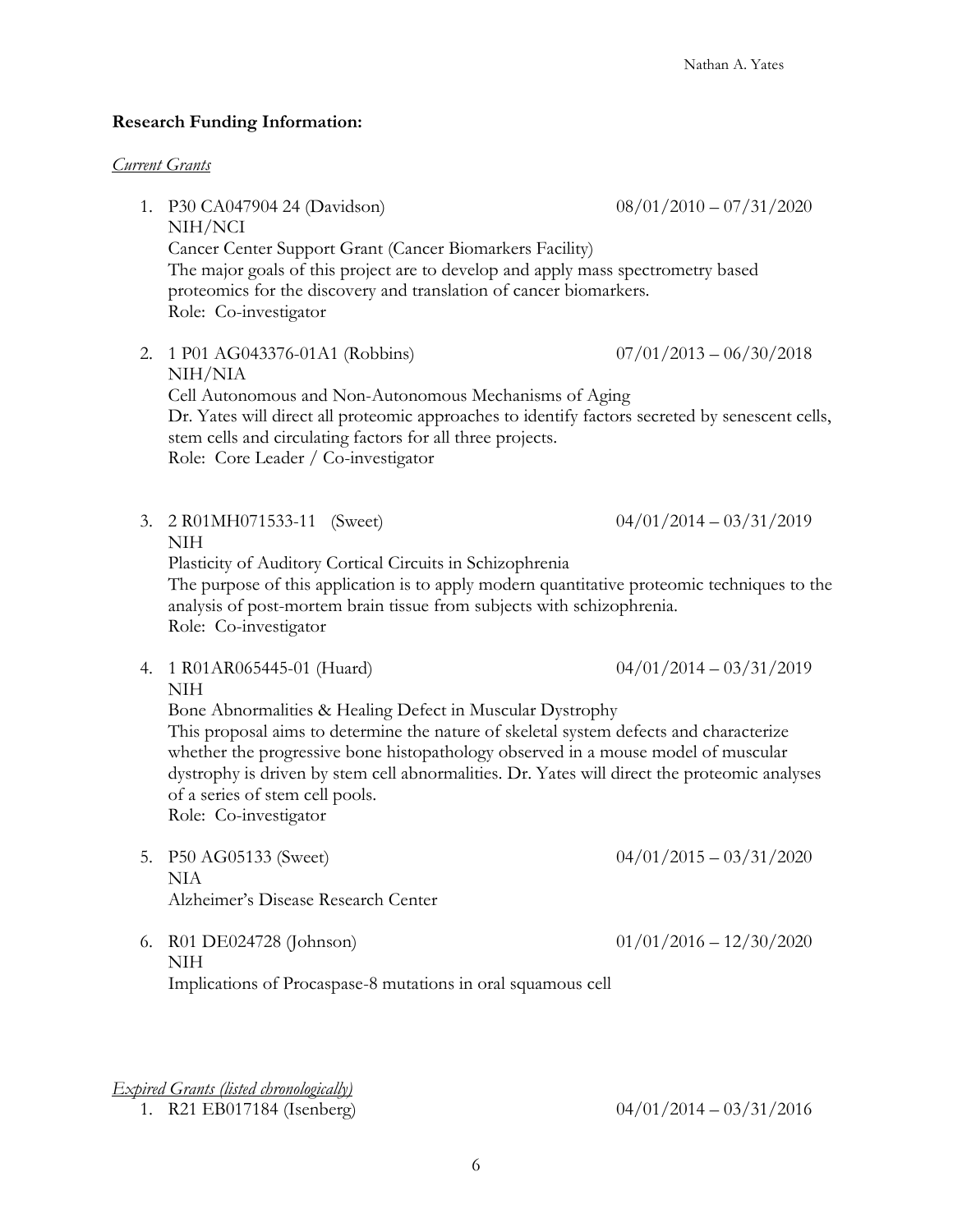**Research Funding Information:**

*Current Grants*

1. P30 CA047904 24 (Davidson) 08/01/2010 – 07/31/2020
   NIH/NCI
   Cancer Center Support Grant (Cancer Biomarkers Facility)
   The major goals of this project are to develop and apply mass spectrometry based proteomics for the discovery and translation of cancer biomarkers.
   Role: Co-investigator

2. 1 P01 AG043376-01A1 (Robbins) 07/01/2013 – 06/30/2018
   NIH/NIA
   Cell Autonomous and Non-Autonomous Mechanisms of Aging
   Dr. Yates will direct all proteomic approaches to identify factors secreted by senescent cells, stem cells and circulating factors for all three projects.
   Role: Core Leader / Co-investigator

3. 2 R01MH071533-11 (Sweet) 04/01/2014 – 03/31/2019
   NIH
   Plasticity of Auditory Cortical Circuits in Schizophrenia
   The purpose of this application is to apply modern quantitative proteomic techniques to the analysis of post-mortem brain tissue from subjects with schizophrenia.
   Role: Co-investigator

4. 1 R01AR065445-01 (Huard) 04/01/2014 – 03/31/2019
   NIH
   Bone Abnormalities & Healing Defect in Muscular Dystrophy
   This proposal aims to determine the nature of skeletal system defects and characterize whether the progressive bone histopathology observed in a mouse model of muscular dystrophy is driven by stem cell abnormalities. Dr. Yates will direct the proteomic analyses of a series of stem cell pools.
   Role: Co-investigator

5. P50 AG05133 (Sweet) 04/01/2015 – 03/31/2020
   NIA
   Alzheimer's Disease Research Center

6. R01 DE024728 (Johnson) 01/01/2016 – 12/30/2020
   NIH
   Implications of Procaspase-8 mutations in oral squamous cell

*Expired Grants (listed chronologically)*

1. R21 EB017184 (Isenberg) 04/01/2014 – 03/31/2016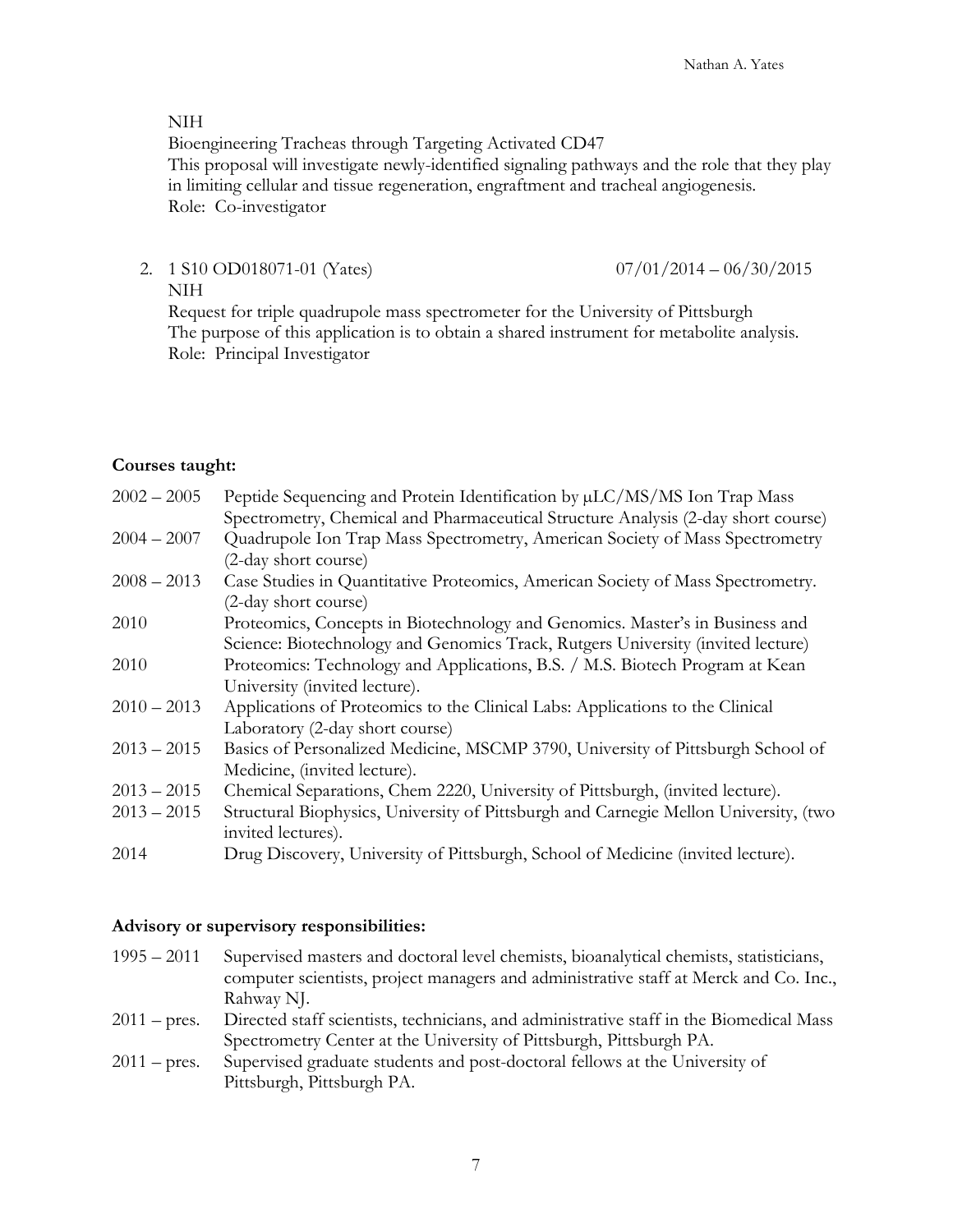NIH
Bioengineering Tracheas through Targeting Activated CD47
This proposal will investigate newly-identified signaling pathways and the role that they play in limiting cellular and tissue regeneration, engraftment and tracheal angiogenesis.
Role: Co-investigator

2. 1 S10 OD018071-01 (Yates) 07/01/2014 – 06/30/2015
   NIH
   Request for triple quadrupole mass spectrometer for the University of Pittsburgh
   The purpose of this application is to obtain a shared instrument for metabolite analysis.
   Role: Principal Investigator

**Courses taught:**

2002 – 2005 Peptide Sequencing and Protein Identification by μLC/MS/MS Ion Trap Mass Spectrometry, Chemical and Pharmaceutical Structure Analysis (2-day short course)

2004 – 2007 Quadrupole Ion Trap Mass Spectrometry, American Society of Mass Spectrometry (2-day short course)

2008 – 2013 Case Studies in Quantitative Proteomics, American Society of Mass Spectrometry. (2-day short course)

2010 Proteomics, Concepts in Biotechnology and Genomics. Master's in Business and Science: Biotechnology and Genomics Track, Rutgers University (invited lecture)

2010 Proteomics: Technology and Applications, B.S. / M.S. Biotech Program at Kean University (invited lecture).

2010 – 2013 Applications of Proteomics to the Clinical Labs: Applications to the Clinical Laboratory (2-day short course)

2013 – 2015 Basics of Personalized Medicine, MSCMP 3790, University of Pittsburgh School of Medicine, (invited lecture).

2013 – 2015 Chemical Separations, Chem 2220, University of Pittsburgh, (invited lecture).

2013 – 2015 Structural Biophysics, University of Pittsburgh and Carnegie Mellon University, (two invited lectures).

2014 Drug Discovery, University of Pittsburgh, School of Medicine (invited lecture).

**Advisory or supervisory responsibilities:**

1995 – 2011 Supervised masters and doctoral level chemists, bioanalytical chemists, statisticians, computer scientists, project managers and administrative staff at Merck and Co. Inc., Rahway NJ.

2011 – pres. Directed staff scientists, technicians, and administrative staff in the Biomedical Mass Spectrometry Center at the University of Pittsburgh, Pittsburgh PA.

2011 – pres. Supervised graduate students and post-doctoral fellows at the University of Pittsburgh, Pittsburgh PA.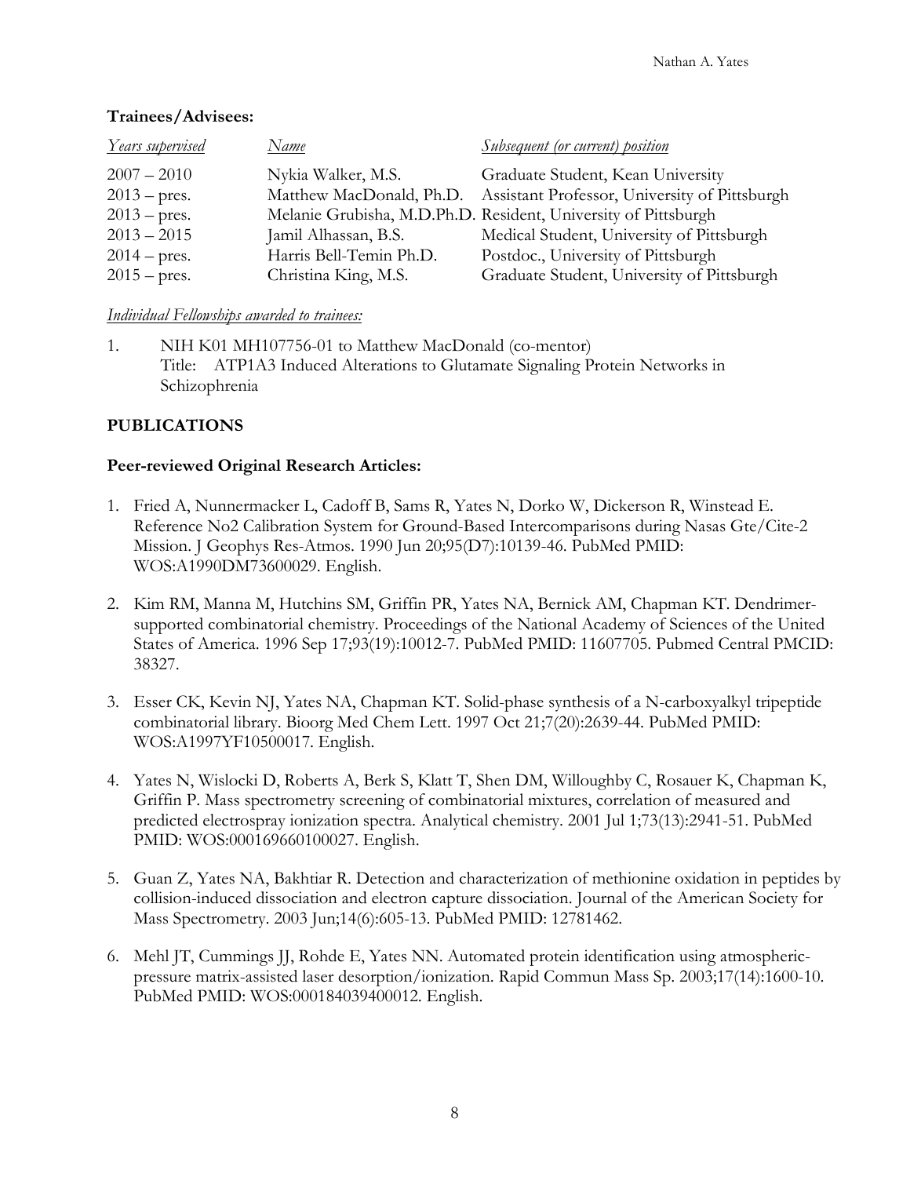### Trainees/Advisees:

| *Years supervised* | *Name* | *Subsequent (or current) position* |
| --- | --- | --- |
| 2007 – 2010 | Nykia Walker, M.S. | Graduate Student, Kean University |
| 2013 – pres. | Matthew MacDonald, Ph.D. | Assistant Professor, University of Pittsburgh |
| 2013 – pres. | Melanie Grubisha, M.D.Ph.D. | Resident, University of Pittsburgh |
| 2013 – 2015 | Jamil Alhassan, B.S. | Medical Student, University of Pittsburgh |
| 2014 – pres. | Harris Bell-Temin Ph.D. | Postdoc., University of Pittsburgh |
| 2015 – pres. | Christina King, M.S. | Graduate Student, University of Pittsburgh |

*Individual Fellowships awarded to trainees:*

1. NIH K01 MH107756-01 to Matthew MacDonald (co-mentor)
   Title: ATP1A3 Induced Alterations to Glutamate Signaling Protein Networks in Schizophrenia

## PUBLICATIONS

### Peer-reviewed Original Research Articles:

1. Fried A, Nunnermacker L, Cadoff B, Sams R, Yates N, Dorko W, Dickerson R, Winstead E. Reference No2 Calibration System for Ground-Based Intercomparisons during Nasas Gte/Cite-2 Mission. J Geophys Res-Atmos. 1990 Jun 20;95(D7):10139-46. PubMed PMID: WOS:A1990DM73600029. English.

2. Kim RM, Manna M, Hutchins SM, Griffin PR, Yates NA, Bernick AM, Chapman KT. Dendrimer-supported combinatorial chemistry. Proceedings of the National Academy of Sciences of the United States of America. 1996 Sep 17;93(19):10012-7. PubMed PMID: 11607705. Pubmed Central PMCID: 38327.

3. Esser CK, Kevin NJ, Yates NA, Chapman KT. Solid-phase synthesis of a N-carboxyalkyl tripeptide combinatorial library. Bioorg Med Chem Lett. 1997 Oct 21;7(20):2639-44. PubMed PMID: WOS:A1997YF10500017. English.

4. Yates N, Wislocki D, Roberts A, Berk S, Klatt T, Shen DM, Willoughby C, Rosauer K, Chapman K, Griffin P. Mass spectrometry screening of combinatorial mixtures, correlation of measured and predicted electrospray ionization spectra. Analytical chemistry. 2001 Jul 1;73(13):2941-51. PubMed PMID: WOS:000169660100027. English.

5. Guan Z, Yates NA, Bakhtiar R. Detection and characterization of methionine oxidation in peptides by collision-induced dissociation and electron capture dissociation. Journal of the American Society for Mass Spectrometry. 2003 Jun;14(6):605-13. PubMed PMID: 12781462.

6. Mehl JT, Cummings JJ, Rohde E, Yates NN. Automated protein identification using atmospheric-pressure matrix-assisted laser desorption/ionization. Rapid Commun Mass Sp. 2003;17(14):1600-10. PubMed PMID: WOS:000184039400012. English.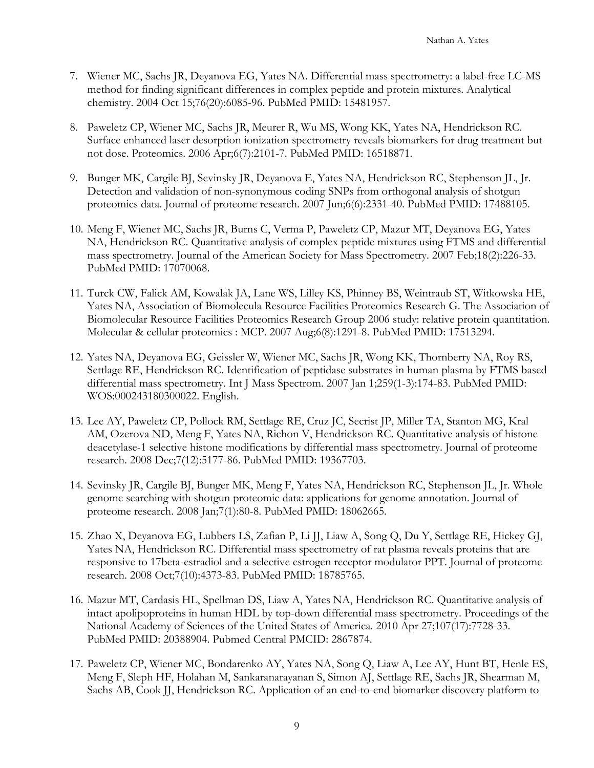7. Wiener MC, Sachs JR, Deyanova EG, Yates NA. Differential mass spectrometry: a label-free LC-MS method for finding significant differences in complex peptide and protein mixtures. Analytical chemistry. 2004 Oct 15;76(20):6085-96. PubMed PMID: 15481957.

8. Paweletz CP, Wiener MC, Sachs JR, Meurer R, Wu MS, Wong KK, Yates NA, Hendrickson RC. Surface enhanced laser desorption ionization spectrometry reveals biomarkers for drug treatment but not dose. Proteomics. 2006 Apr;6(7):2101-7. PubMed PMID: 16518871.

9. Bunger MK, Cargile BJ, Sevinsky JR, Deyanova E, Yates NA, Hendrickson RC, Stephenson JL, Jr. Detection and validation of non-synonymous coding SNPs from orthogonal analysis of shotgun proteomics data. Journal of proteome research. 2007 Jun;6(6):2331-40. PubMed PMID: 17488105.

10. Meng F, Wiener MC, Sachs JR, Burns C, Verma P, Paweletz CP, Mazur MT, Deyanova EG, Yates NA, Hendrickson RC. Quantitative analysis of complex peptide mixtures using FTMS and differential mass spectrometry. Journal of the American Society for Mass Spectrometry. 2007 Feb;18(2):226-33. PubMed PMID: 17070068.

11. Turck CW, Falick AM, Kowalak JA, Lane WS, Lilley KS, Phinney BS, Weintraub ST, Witkowska HE, Yates NA, Association of Biomolecula Resource Facilities Proteomics Research G. The Association of Biomolecular Resource Facilities Proteomics Research Group 2006 study: relative protein quantitation. Molecular & cellular proteomics : MCP. 2007 Aug;6(8):1291-8. PubMed PMID: 17513294.

12. Yates NA, Deyanova EG, Geissler W, Wiener MC, Sachs JR, Wong KK, Thornberry NA, Roy RS, Settlage RE, Hendrickson RC. Identification of peptidase substrates in human plasma by FTMS based differential mass spectrometry. Int J Mass Spectrom. 2007 Jan 1;259(1-3):174-83. PubMed PMID: WOS:000243180300022. English.

13. Lee AY, Paweletz CP, Pollock RM, Settlage RE, Cruz JC, Secrist JP, Miller TA, Stanton MG, Kral AM, Ozerova ND, Meng F, Yates NA, Richon V, Hendrickson RC. Quantitative analysis of histone deacetylase-1 selective histone modifications by differential mass spectrometry. Journal of proteome research. 2008 Dec;7(12):5177-86. PubMed PMID: 19367703.

14. Sevinsky JR, Cargile BJ, Bunger MK, Meng F, Yates NA, Hendrickson RC, Stephenson JL, Jr. Whole genome searching with shotgun proteomic data: applications for genome annotation. Journal of proteome research. 2008 Jan;7(1):80-8. PubMed PMID: 18062665.

15. Zhao X, Deyanova EG, Lubbers LS, Zafian P, Li JJ, Liaw A, Song Q, Du Y, Settlage RE, Hickey GJ, Yates NA, Hendrickson RC. Differential mass spectrometry of rat plasma reveals proteins that are responsive to 17beta-estradiol and a selective estrogen receptor modulator PPT. Journal of proteome research. 2008 Oct;7(10):4373-83. PubMed PMID: 18785765.

16. Mazur MT, Cardasis HL, Spellman DS, Liaw A, Yates NA, Hendrickson RC. Quantitative analysis of intact apolipoproteins in human HDL by top-down differential mass spectrometry. Proceedings of the National Academy of Sciences of the United States of America. 2010 Apr 27;107(17):7728-33. PubMed PMID: 20388904. Pubmed Central PMCID: 2867874.

17. Paweletz CP, Wiener MC, Bondarenko AY, Yates NA, Song Q, Liaw A, Lee AY, Hunt BT, Henle ES, Meng F, Sleph HF, Holahan M, Sankaranarayanan S, Simon AJ, Settlage RE, Sachs JR, Shearman M, Sachs AB, Cook JJ, Hendrickson RC. Application of an end-to-end biomarker discovery platform to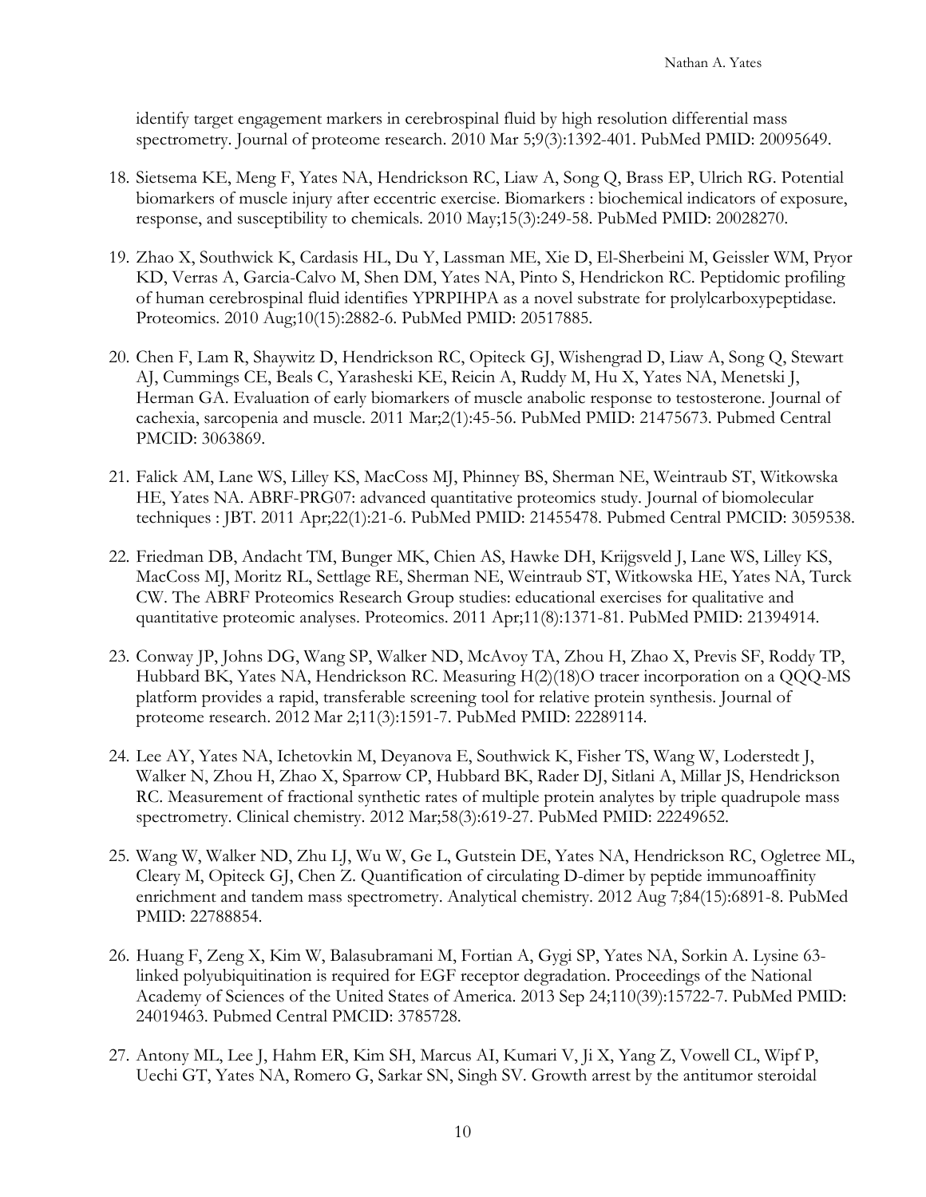identify target engagement markers in cerebrospinal fluid by high resolution differential mass spectrometry. Journal of proteome research. 2010 Mar 5;9(3):1392-401. PubMed PMID: 20095649.

18. Sietsema KE, Meng F, Yates NA, Hendrickson RC, Liaw A, Song Q, Brass EP, Ulrich RG. Potential biomarkers of muscle injury after eccentric exercise. Biomarkers : biochemical indicators of exposure, response, and susceptibility to chemicals. 2010 May;15(3):249-58. PubMed PMID: 20028270.

19. Zhao X, Southwick K, Cardasis HL, Du Y, Lassman ME, Xie D, El-Sherbeini M, Geissler WM, Pryor KD, Verras A, Garcia-Calvo M, Shen DM, Yates NA, Pinto S, Hendrickon RC. Peptidomic profiling of human cerebrospinal fluid identifies YPRPIHPA as a novel substrate for prolylcarboxypeptidase. Proteomics. 2010 Aug;10(15):2882-6. PubMed PMID: 20517885.

20. Chen F, Lam R, Shaywitz D, Hendrickson RC, Opiteck GJ, Wishengrad D, Liaw A, Song Q, Stewart AJ, Cummings CE, Beals C, Yarasheski KE, Reicin A, Ruddy M, Hu X, Yates NA, Menetski J, Herman GA. Evaluation of early biomarkers of muscle anabolic response to testosterone. Journal of cachexia, sarcopenia and muscle. 2011 Mar;2(1):45-56. PubMed PMID: 21475673. Pubmed Central PMCID: 3063869.

21. Falick AM, Lane WS, Lilley KS, MacCoss MJ, Phinney BS, Sherman NE, Weintraub ST, Witkowska HE, Yates NA. ABRF-PRG07: advanced quantitative proteomics study. Journal of biomolecular techniques : JBT. 2011 Apr;22(1):21-6. PubMed PMID: 21455478. Pubmed Central PMCID: 3059538.

22. Friedman DB, Andacht TM, Bunger MK, Chien AS, Hawke DH, Krijgsveld J, Lane WS, Lilley KS, MacCoss MJ, Moritz RL, Settlage RE, Sherman NE, Weintraub ST, Witkowska HE, Yates NA, Turck CW. The ABRF Proteomics Research Group studies: educational exercises for qualitative and quantitative proteomic analyses. Proteomics. 2011 Apr;11(8):1371-81. PubMed PMID: 21394914.

23. Conway JP, Johns DG, Wang SP, Walker ND, McAvoy TA, Zhou H, Zhao X, Previs SF, Roddy TP, Hubbard BK, Yates NA, Hendrickson RC. Measuring H(2)(18)O tracer incorporation on a QQQ-MS platform provides a rapid, transferable screening tool for relative protein synthesis. Journal of proteome research. 2012 Mar 2;11(3):1591-7. PubMed PMID: 22289114.

24. Lee AY, Yates NA, Ichetovkin M, Deyanova E, Southwick K, Fisher TS, Wang W, Loderstedt J, Walker N, Zhou H, Zhao X, Sparrow CP, Hubbard BK, Rader DJ, Sitlani A, Millar JS, Hendrickson RC. Measurement of fractional synthetic rates of multiple protein analytes by triple quadrupole mass spectrometry. Clinical chemistry. 2012 Mar;58(3):619-27. PubMed PMID: 22249652.

25. Wang W, Walker ND, Zhu LJ, Wu W, Ge L, Gutstein DE, Yates NA, Hendrickson RC, Ogletree ML, Cleary M, Opiteck GJ, Chen Z. Quantification of circulating D-dimer by peptide immunoaffinity enrichment and tandem mass spectrometry. Analytical chemistry. 2012 Aug 7;84(15):6891-8. PubMed PMID: 22788854.

26. Huang F, Zeng X, Kim W, Balasubramani M, Fortian A, Gygi SP, Yates NA, Sorkin A. Lysine 63-linked polyubiquitination is required for EGF receptor degradation. Proceedings of the National Academy of Sciences of the United States of America. 2013 Sep 24;110(39):15722-7. PubMed PMID: 24019463. Pubmed Central PMCID: 3785728.

27. Antony ML, Lee J, Hahm ER, Kim SH, Marcus AI, Kumari V, Ji X, Yang Z, Vowell CL, Wipf P, Uechi GT, Yates NA, Romero G, Sarkar SN, Singh SV. Growth arrest by the antitumor steroidal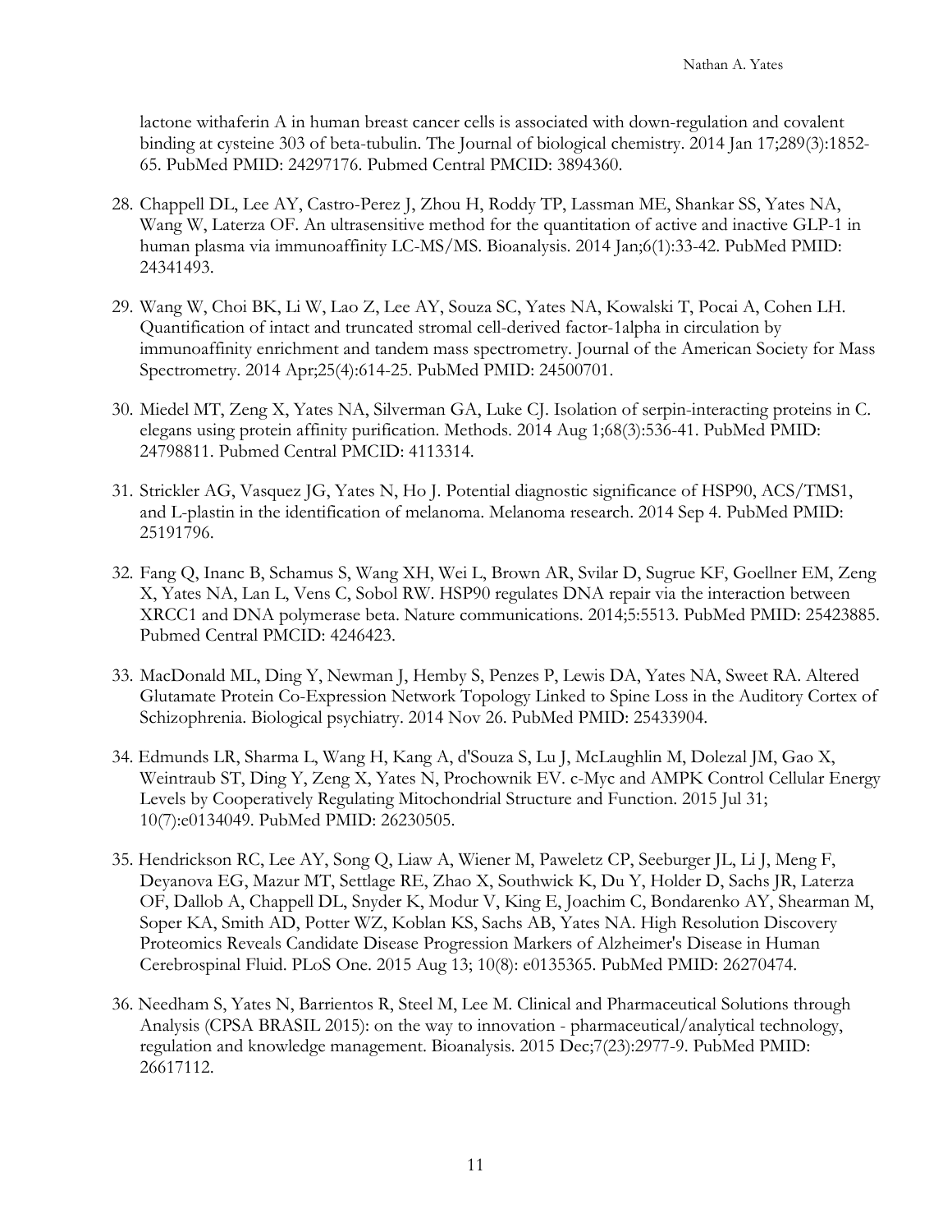lactone withaferin A in human breast cancer cells is associated with down-regulation and covalent binding at cysteine 303 of beta-tubulin. The Journal of biological chemistry. 2014 Jan 17;289(3):1852-65. PubMed PMID: 24297176. Pubmed Central PMCID: 3894360.

28. Chappell DL, Lee AY, Castro-Perez J, Zhou H, Roddy TP, Lassman ME, Shankar SS, Yates NA, Wang W, Laterza OF. An ultrasensitive method for the quantitation of active and inactive GLP-1 in human plasma via immunoaffinity LC-MS/MS. Bioanalysis. 2014 Jan;6(1):33-42. PubMed PMID: 24341493.

29. Wang W, Choi BK, Li W, Lao Z, Lee AY, Souza SC, Yates NA, Kowalski T, Pocai A, Cohen LH. Quantification of intact and truncated stromal cell-derived factor-1alpha in circulation by immunoaffinity enrichment and tandem mass spectrometry. Journal of the American Society for Mass Spectrometry. 2014 Apr;25(4):614-25. PubMed PMID: 24500701.

30. Miedel MT, Zeng X, Yates NA, Silverman GA, Luke CJ. Isolation of serpin-interacting proteins in C. elegans using protein affinity purification. Methods. 2014 Aug 1;68(3):536-41. PubMed PMID: 24798811. Pubmed Central PMCID: 4113314.

31. Strickler AG, Vasquez JG, Yates N, Ho J. Potential diagnostic significance of HSP90, ACS/TMS1, and L-plastin in the identification of melanoma. Melanoma research. 2014 Sep 4. PubMed PMID: 25191796.

32. Fang Q, Inanc B, Schamus S, Wang XH, Wei L, Brown AR, Svilar D, Sugrue KF, Goellner EM, Zeng X, Yates NA, Lan L, Vens C, Sobol RW. HSP90 regulates DNA repair via the interaction between XRCC1 and DNA polymerase beta. Nature communications. 2014;5:5513. PubMed PMID: 25423885. Pubmed Central PMCID: 4246423.

33. MacDonald ML, Ding Y, Newman J, Hemby S, Penzes P, Lewis DA, Yates NA, Sweet RA. Altered Glutamate Protein Co-Expression Network Topology Linked to Spine Loss in the Auditory Cortex of Schizophrenia. Biological psychiatry. 2014 Nov 26. PubMed PMID: 25433904.

34. Edmunds LR, Sharma L, Wang H, Kang A, d'Souza S, Lu J, McLaughlin M, Dolezal JM, Gao X, Weintraub ST, Ding Y, Zeng X, Yates N, Prochownik EV. c-Myc and AMPK Control Cellular Energy Levels by Cooperatively Regulating Mitochondrial Structure and Function. 2015 Jul 31; 10(7):e0134049. PubMed PMID: 26230505.

35. Hendrickson RC, Lee AY, Song Q, Liaw A, Wiener M, Paweletz CP, Seeburger JL, Li J, Meng F, Deyanova EG, Mazur MT, Settlage RE, Zhao X, Southwick K, Du Y, Holder D, Sachs JR, Laterza OF, Dallob A, Chappell DL, Snyder K, Modur V, King E, Joachim C, Bondarenko AY, Shearman M, Soper KA, Smith AD, Potter WZ, Koblan KS, Sachs AB, Yates NA. High Resolution Discovery Proteomics Reveals Candidate Disease Progression Markers of Alzheimer's Disease in Human Cerebrospinal Fluid. PLoS One. 2015 Aug 13; 10(8): e0135365. PubMed PMID: 26270474.

36. Needham S, Yates N, Barrientos R, Steel M, Lee M. Clinical and Pharmaceutical Solutions through Analysis (CPSA BRASIL 2015): on the way to innovation - pharmaceutical/analytical technology, regulation and knowledge management. Bioanalysis. 2015 Dec;7(23):2977-9. PubMed PMID: 26617112.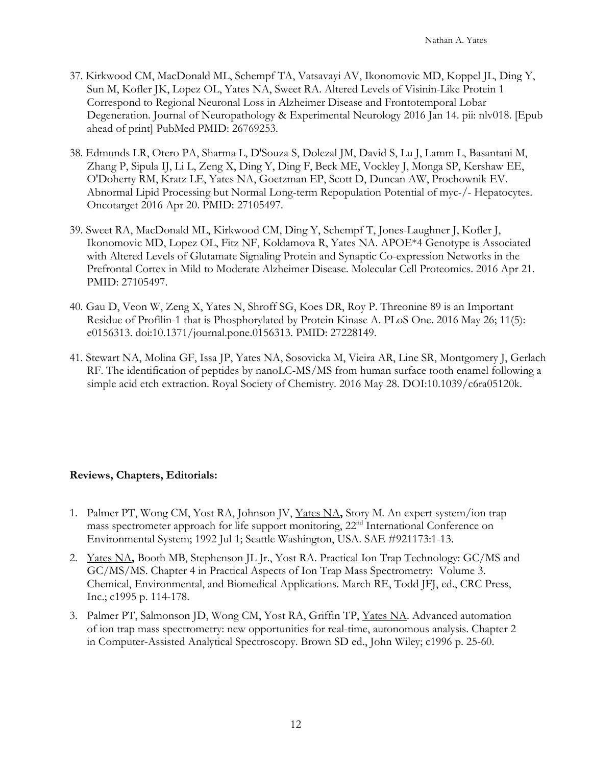37. Kirkwood CM, MacDonald ML, Schempf TA, Vatsavayi AV, Ikonomovic MD, Koppel JL, Ding Y, Sun M, Kofler JK, Lopez OL, Yates NA, Sweet RA. Altered Levels of Visinin-Like Protein 1 Correspond to Regional Neuronal Loss in Alzheimer Disease and Frontotemporal Lobar Degeneration. Journal of Neuropathology & Experimental Neurology 2016 Jan 14. pii: nlv018. [Epub ahead of print] PubMed PMID: 26769253.

38. Edmunds LR, Otero PA, Sharma L, D'Souza S, Dolezal JM, David S, Lu J, Lamm L, Basantani M, Zhang P, Sipula IJ, Li L, Zeng X, Ding Y, Ding F, Beck ME, Vockley J, Monga SP, Kershaw EE, O'Doherty RM, Kratz LE, Yates NA, Goetzman EP, Scott D, Duncan AW, Prochownik EV. Abnormal Lipid Processing but Normal Long-term Repopulation Potential of myc-/- Hepatocytes. Oncotarget 2016 Apr 20. PMID: 27105497.

39. Sweet RA, MacDonald ML, Kirkwood CM, Ding Y, Schempf T, Jones-Laughner J, Kofler J, Ikonomovic MD, Lopez OL, Fitz NF, Koldamova R, Yates NA. APOE*4 Genotype is Associated with Altered Levels of Glutamate Signaling Protein and Synaptic Co-expression Networks in the Prefrontal Cortex in Mild to Moderate Alzheimer Disease. Molecular Cell Proteomics. 2016 Apr 21. PMID: 27105497.

40. Gau D, Veon W, Zeng X, Yates N, Shroff SG, Koes DR, Roy P. Threonine 89 is an Important Residue of Profilin-1 that is Phosphorylated by Protein Kinase A. PLoS One. 2016 May 26; 11(5): e0156313. doi:10.1371/journal.pone.0156313. PMID: 27228149.

41. Stewart NA, Molina GF, Issa JP, Yates NA, Sosovicka M, Vieira AR, Line SR, Montgomery J, Gerlach RF. The identification of peptides by nanoLC-MS/MS from human surface tooth enamel following a simple acid etch extraction. Royal Society of Chemistry. 2016 May 28. DOI:10.1039/c6ra05120k.

**Reviews, Chapters, Editorials:**

1. Palmer PT, Wong CM, Yost RA, Johnson JV, Yates NA**,** Story M. An expert system/ion trap mass spectrometer approach for life support monitoring, 22nd International Conference on Environmental System; 1992 Jul 1; Seattle Washington, USA. SAE #921173:1-13.
2. Yates NA**,** Booth MB, Stephenson JL Jr., Yost RA. Practical Ion Trap Technology: GC/MS and GC/MS/MS. Chapter 4 in Practical Aspects of Ion Trap Mass Spectrometry: Volume 3. Chemical, Environmental, and Biomedical Applications. March RE, Todd JFJ, ed., CRC Press, Inc.; c1995 p. 114-178.
3. Palmer PT, Salmonson JD, Wong CM, Yost RA, Griffin TP, Yates NA. Advanced automation of ion trap mass spectrometry: new opportunities for real-time, autonomous analysis. Chapter 2 in Computer-Assisted Analytical Spectroscopy. Brown SD ed., John Wiley; c1996 p. 25-60.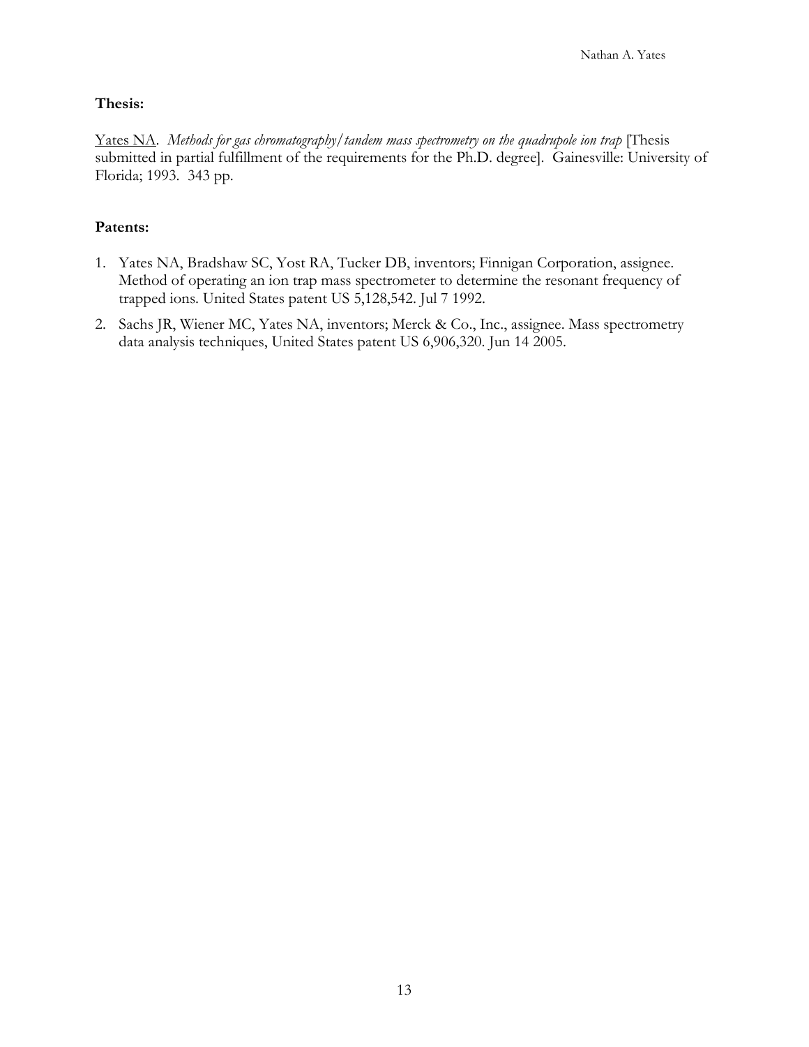**Thesis:**

<u>Yates NA</u>. *Methods for gas chromatography/tandem mass spectrometry on the quadrupole ion trap* [Thesis submitted in partial fulfillment of the requirements for the Ph.D. degree]. Gainesville: University of Florida; 1993. 343 pp.

**Patents:**

1. Yates NA, Bradshaw SC, Yost RA, Tucker DB, inventors; Finnigan Corporation, assignee. Method of operating an ion trap mass spectrometer to determine the resonant frequency of trapped ions. United States patent US 5,128,542. Jul 7 1992.
2. Sachs JR, Wiener MC, Yates NA, inventors; Merck & Co., Inc., assignee. Mass spectrometry data analysis techniques, United States patent US 6,906,320. Jun 14 2005.